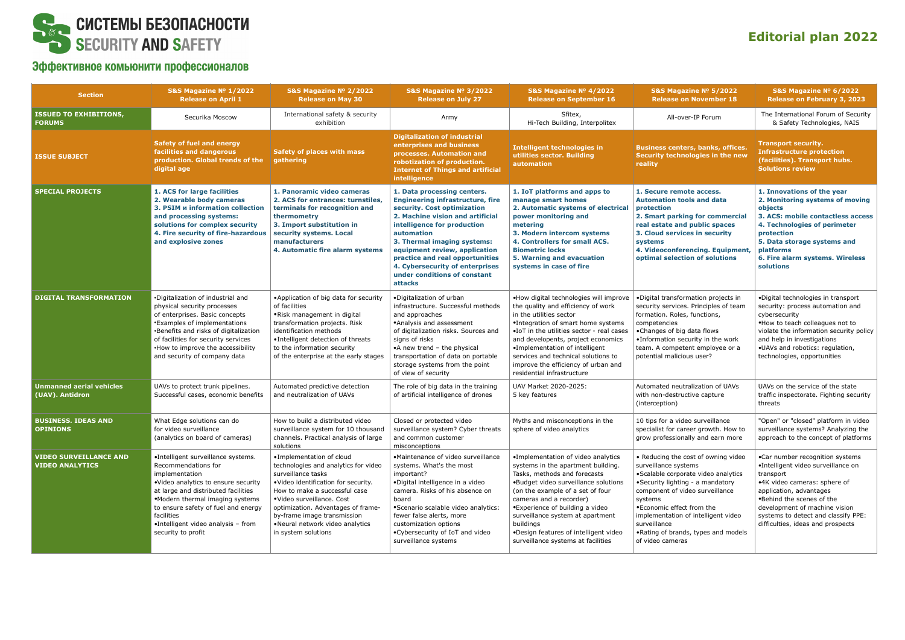# СИСТЕМЫ БЕЗОПАСНОСТИ SECURITY AND SAFETY

## Эффективное комьюнити профессионалов

## Editorial plan 2022

| Section | S&S Magazine № 1/2022 Release on April 1 | S&S Magazine № 2/2022 Release on May 30 | S&S Magazine № 3/2022 Release on July 27 | S&S Magazine № 4/2022 Release on September 16 | S&S Magazine № 5/2022 Release on November 18 | S&S Magazine № 6/2022 Release on February 3, 2023 |
|---|---|---|---|---|---|---|
| **ISSUED TO EXHIBITIONS, FORUMS** | Securika Moscow | International safety & security exhibition | Army | Sfitex, Hi-Tech Building, Interpolitex | All-over-IP Forum | The International Forum of Security & Safety Technologies, NAIS |
| **ISSUE SUBJECT** | **Safety of fuel and energy facilities and dangerous production. Global trends of the digital age** | **Safety of places with mass gathering** | **Digitalization of industrial enterprises and business processes. Automation and robotization of production. Internet of Things and artificial intelligence** | **Intelligent technologies in utilities sector. Building automation** | **Business centers, banks, offices. Security technologies in the new reality** | **Transport security. Infrastructure protection (facilities). Transport hubs. Solutions review** |
| **SPECIAL PROJECTS** | **1. ACS for large facilities**<br>**2. Wearable body cameras**<br>**3. PSIM и information collection and processing systems: solutions for complex security**<br>**4. Fire security of fire-hazardous and explosive zones** | **1. Panoramic video cameras**<br>**2. ACS for entrances: turnstiles, terminals for recognition and thermometry**<br>**3. Import substitution in security systems. Local manufacturers**<br>**4. Automatic fire alarm systems** | **1. Data processing centers. Engineering infrastructure, fire security. Cost optimization**<br>**2. Machine vision and artificial intelligence for production automation**<br>**3. Thermal imaging systems: equipment review, application practice and real opportunities**<br>**4. Cybersecurity of enterprises under conditions of constant attacks** | **1. IoT platforms and apps to manage smart homes**<br>**2. Automatic systems of electrical power monitoring and metering**<br>**3. Modern intercom systems**<br>**4. Controllers for small ACS. Biometric locks**<br>**5. Warning and evacuation systems in case of fire** | **1. Secure remote access. Automation tools and data protection**<br>**2. Smart parking for commercial real estate and public spaces**<br>**3. Cloud services in security systems**<br>**4. Videoconferencing. Equipment, optimal selection of solutions** | **1. Innovations of the year**<br>**2. Monitoring systems of moving objects**<br>**3. ACS: mobile contactless access**<br>**4. Technologies of perimeter protection**<br>**5. Data storage systems and platforms**<br>**6. Fire alarm systems. Wireless solutions** |
| **DIGITAL TRANSFORMATION** | •Digitalization of industrial and physical security processes of enterprises. Basic concepts<br>•Examples of implementations<br>•Benefits and risks of digitalization of facilities for security services<br>•How to improve the accessibility and security of company data | •Application of big data for security of facilities<br>•Risk management in digital transformation projects. Risk identification methods<br>•Intelligent detection of threats to the information security of the enterprise at the early stages | •Digitalization of urban infrastructure. Successful methods and approaches<br>•Analysis and assessment of digitalization risks. Sources and signs of risks<br>•A new trend – the physical transportation of data on portable storage systems from the point of view of security | •How digital technologies will improve the quality and efficiency of work in the utilities sector<br>•Integration of smart home systems<br>•IoT in the utilities sector - real cases and developents, project economics<br>•Implementation of intelligent services and technical solutions to improve the efficiency of urban and residential infrastructure | •Digital transformation projects in security services. Principles of team formation. Roles, functions, competencies<br>•Changes of big data flows<br>•Information security in the work team. A competent employee or a potential malicious user? | •Digital technologies in transport security: process automation and cybersecurity<br>•How to teach colleagues not to violate the information security policy and help in investigations<br>•UAVs and robotics: regulation, technologies, opportunities |
| **Unmanned aerial vehicles (UAV). Antidron** | UAVs to protect trunk pipelines. Successful cases, economic benefits | Automated predictive detection and neutralization of UAVs | The role of big data in the training of artificial intelligence of drones | UAV Market 2020-2025: 5 key features | Automated neutralization of UAVs with non-destructive capture (interception) | UAVs on the service of the state traffic inspectorate. Fighting security threats |
| **BUSINESS. IDEAS AND OPINIONS** | What Edge solutions can do for video surveillance (analytics on board of cameras) | How to build a distributed video surveillance system for 10 thousand channels. Practical analysis of large solutions | Closed or protected video surveillance system? Cyber threats and common customer misconceptions | Myths and misconceptions in the sphere of video analytics | 10 tips for a video surveillance specialist for career growth. How to grow professionally and earn more | "Open" or "closed" platform in video surveillance systems? Analyzing the approach to the concept of platforms |
| **VIDEO SURVEILLANCE AND VIDEO ANALYTICS** | •Intelligent surveillance systems. Recommendations for implementation<br>•Video analytics to ensure security at large and distributed facilities<br>•Modern thermal imaging systems to ensure safety of fuel and energy facilities<br>•Intelligent video analysis – from security to profit | •Implementation of cloud technologies and analytics for video surveillance tasks<br>•Video identification for security. How to make a successful case<br>•Video surveillance. Cost optimization. Advantages of frame-by-frame image transmission<br>•Neural network video analytics in system solutions | •Maintenance of video surveillance systems. What's the most important?<br>•Digital intelligence in a video camera. Risks of his absence on board<br>•Scenario scalable video analytics: fewer false alerts, more customization options<br>•Cybersecurity of IoT and video surveillance systems | •Implementation of video analytics systems in the apartment building. Tasks, methods and forecasts<br>•Budget video surveillance solutions (on the example of a set of four cameras and a recorder)<br>•Experience of building a video surveillance system at apartment buildings<br>•Design features of intelligent video surveillance systems at facilities | • Reducing the cost of owning video surveillance systems<br>•Scalable corporate video analytics<br>•Security lighting - a mandatory component of video surveillance systems<br>•Economic effect from the implementation of intelligent video surveillance<br>•Rating of brands, types and models of video cameras | •Car number recognition systems<br>•Intelligent video surveillance on transport<br>•4K video cameras: sphere of application, advantages<br>•Behind the scenes of the development of machine vision systems to detect and classify PPE: difficulties, ideas and prospects |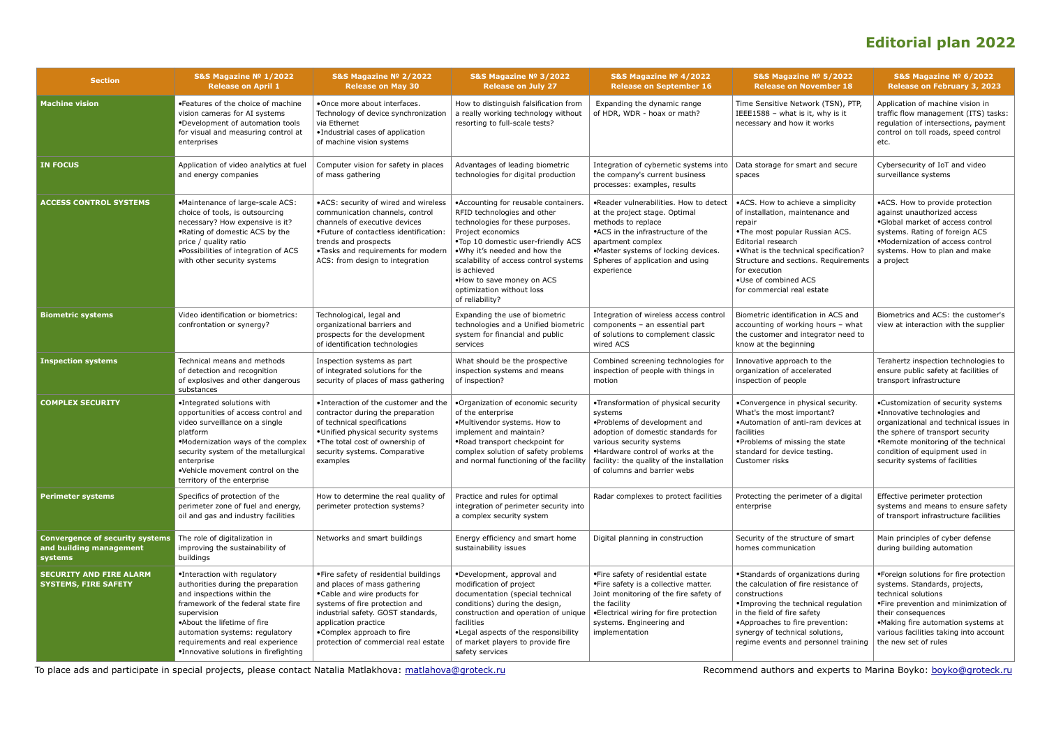# Editorial plan 2022

| Section | S&S Magazine № 1/2022 Release on April 1 | S&S Magazine № 2/2022 Release on May 30 | S&S Magazine № 3/2022 Release on July 27 | S&S Magazine № 4/2022 Release on September 16 | S&S Magazine № 5/2022 Release on November 18 | S&S Magazine № 6/2022 Release on February 3, 2023 |
|---|---|---|---|---|---|---|
| **Machine vision** | •Features of the choice of machine vision cameras for AI systems •Development of automation tools for visual and measuring control at enterprises | •Once more about interfaces. Technology of device synchronization via Ethernet •Industrial cases of application of machine vision systems | How to distinguish falsification from a really working technology without resorting to full-scale tests? | Expanding the dynamic range of HDR, WDR - hoax or math? | Time Sensitive Network (TSN), PTP, IEEE1588 – what is it, why is it necessary and how it works | Application of machine vision in traffic flow management (ITS) tasks: regulation of intersections, payment control on toll roads, speed control etc. |
| **IN FOCUS** | Application of video analytics at fuel and energy companies | Computer vision for safety in places of mass gathering | Advantages of leading biometric technologies for digital production | Integration of cybernetic systems into the company's current business processes: examples, results | Data storage for smart and secure spaces | Cybersecurity of IoT and video surveillance systems |
| **ACCESS CONTROL SYSTEMS** | •Maintenance of large-scale ACS: choice of tools, is outsourcing necessary? How expensive is it? •Rating of domestic ACS by the price / quality ratio •Possibilities of integration of ACS with other security systems | •ACS: security of wired and wireless communication channels, control channels of executive devices •Future of contactless identification: trends and prospects •Tasks and requirements for modern ACS: from design to integration | •Accounting for reusable containers. RFID technologies and other technologies for these purposes. Project economics •Top 10 domestic user-friendly ACS •Why it's needed and how the scalability of access control systems is achieved •How to save money on ACS optimization without loss of reliability? | •Reader vulnerabilities. How to detect at the project stage. Optimal methods to replace •ACS in the infrastructure of the apartment complex •Master systems of locking devices. Spheres of application and using experience | •ACS. How to achieve a simplicity of installation, maintenance and repair •The most popular Russian ACS. Editorial research •What is the technical specification? Structure and sections. Requirements for execution •Use of combined ACS for commercial real estate | •ACS. How to provide protection against unauthorized access •Global market of access control systems. Rating of foreign ACS •Modernization of access control systems. How to plan and make a project |
| **Biometric systems** | Video identification or biometrics: confrontation or synergy? | Technological, legal and organizational barriers and prospects for the development of identification technologies | Expanding the use of biometric technologies and a Unified biometric system for financial and public services | Integration of wireless access control components – an essential part of solutions to complement classic wired ACS | Biometric identification in ACS and accounting of working hours – what the customer and integrator need to know at the beginning | Biometrics and ACS: the customer's view at interaction with the supplier |
| **Inspection systems** | Technical means and methods of detection and recognition of explosives and other dangerous substances | Inspection systems as part of integrated solutions for the security of places of mass gathering | What should be the prospective inspection systems and means of inspection? | Combined screening technologies for inspection of people with things in motion | Innovative approach to the organization of accelerated inspection of people | Terahertz inspection technologies to ensure public safety at facilities of transport infrastructure |
| **COMPLEX SECURITY** | •Integrated solutions with opportunities of access control and video surveillance on a single platform •Modernization ways of the complex security system of the metallurgical enterprise •Vehicle movement control on the territory of the enterprise | •Interaction of the customer and the contractor during the preparation of technical specifications •Unified physical security systems •The total cost of ownership of security systems. Comparative examples | •Organization of economic security of the enterprise •Multivendor systems. How to implement and maintain? •Road transport checkpoint for complex solution of safety problems and normal functioning of the facility | •Transformation of physical security systems •Problems of development and adoption of domestic standards for various security systems •Hardware control of works at the facility: the quality of the installation of columns and barrier webs | •Convergence in physical security. What's the most important? •Automation of anti-ram devices at facilities •Problems of missing the state standard for device testing. Customer risks | •Customization of security systems •Innovative technologies and organizational and technical issues in the sphere of transport security •Remote monitoring of the technical condition of equipment used in security systems of facilities |
| **Perimeter systems** | Specifics of protection of the perimeter zone of fuel and energy, oil and gas and industry facilities | How to determine the real quality of perimeter protection systems? | Practice and rules for optimal integration of perimeter security into a complex security system | Radar complexes to protect facilities | Protecting the perimeter of a digital enterprise | Effective perimeter protection systems and means to ensure safety of transport infrastructure facilities |
| **Convergence of security systems and building management systems** | The role of digitalization in improving the sustainability of buildings | Networks and smart buildings | Energy efficiency and smart home sustainability issues | Digital planning in construction | Security of the structure of smart homes communication | Main principles of cyber defense during building automation |
| **SECURITY AND FIRE ALARM SYSTEMS, FIRE SAFETY** | •Interaction with regulatory authorities during the preparation and inspections within the framework of the federal state fire supervision •About the lifetime of fire automation systems: regulatory requirements and real experience •Innovative solutions in firefighting | •Fire safety of residential buildings and places of mass gathering •Cable and wire products for systems of fire protection and industrial safety. GOST standards, application practice •Complex approach to fire protection of commercial real estate | •Development, approval and modification of project documentation (special technical conditions) during the design, construction and operation of unique facilities •Legal aspects of the responsibility of market players to provide fire safety services | •Fire safety of residential estate •Fire safety is a collective matter. Joint monitoring of the fire safety of the facility •Electrical wiring for fire protection systems. Engineering and implementation | •Standards of organizations during the calculation of fire resistance of constructions •Improving the technical regulation in the field of fire safety •Approaches to fire prevention: synergy of technical solutions, regime events and personnel training | •Foreign solutions for fire protection systems. Standards, projects, technical solutions •Fire prevention and minimization of their consequences •Making fire automation systems at various facilities taking into account the new set of rules |

To place ads and participate in special projects, please contact Natalia Matlakhova: matlahova@groteck.ru

Recommend authors and experts to Marina Boyko: boyko@groteck.ru